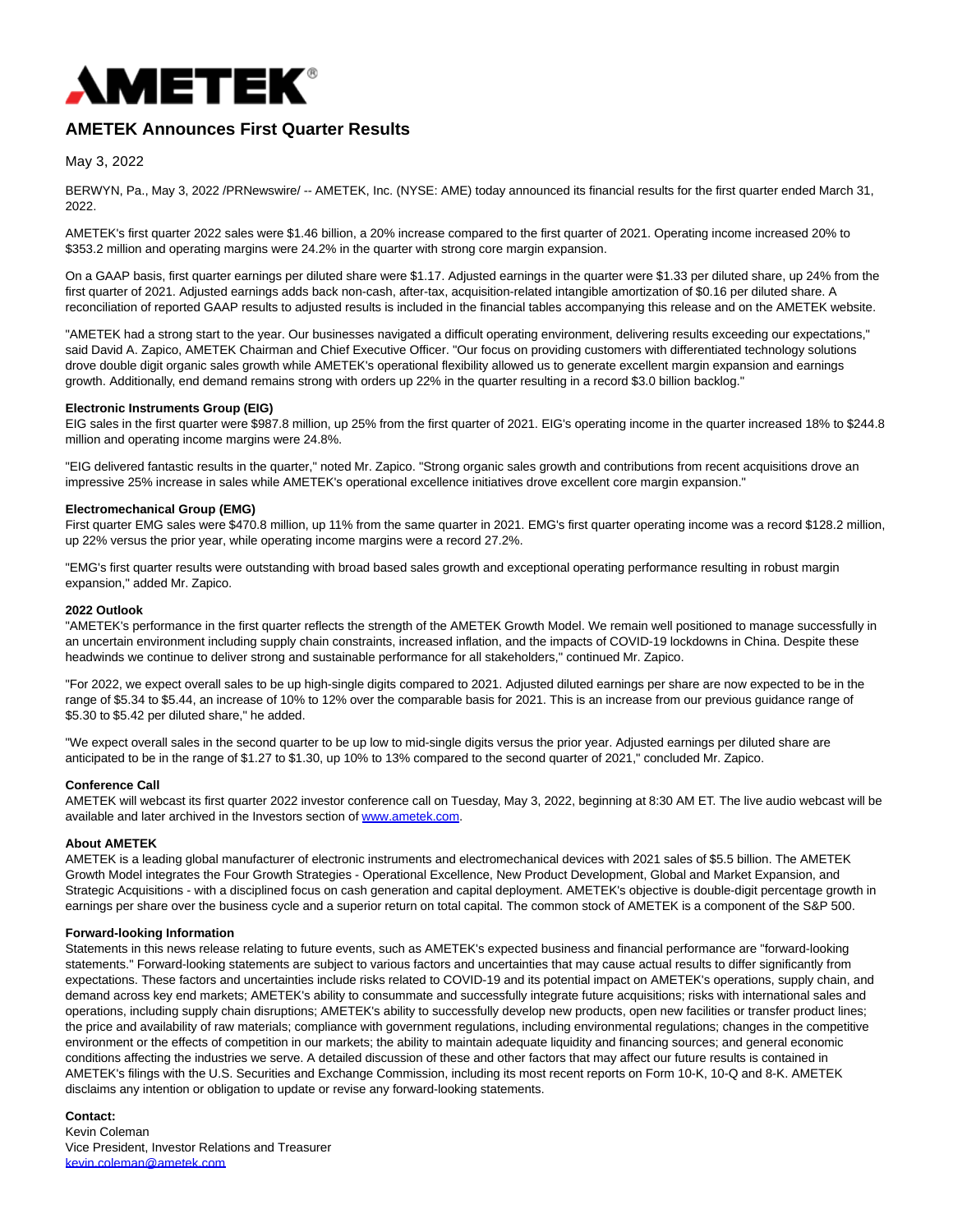AMETEK®

# AMETEK Announces First Quarter Results

May 3, 2022

BERWYN, Pa., May 3, 2022 /PRNewswire/ -- AMETEK, Inc. (NYSE: AME) today announced its financial results for the first quarter ended March 31, 2022.

AMETEK's first quarter 2022 sales were $1.46 billion, a 20% increase compared to the first quarter of 2021. Operating income increased 20% to $353.2 million and operating margins were 24.2% in the quarter with strong core margin expansion.

On a GAAP basis, first quarter earnings per diluted share were $1.17. Adjusted earnings in the quarter were $1.33 per diluted share, up 24% from the first quarter of 2021. Adjusted earnings adds back non-cash, after-tax, acquisition-related intangible amortization of $0.16 per diluted share. A reconciliation of reported GAAP results to adjusted results is included in the financial tables accompanying this release and on the AMETEK website.

"AMETEK had a strong start to the year. Our businesses navigated a difficult operating environment, delivering results exceeding our expectations," said David A. Zapico, AMETEK Chairman and Chief Executive Officer. "Our focus on providing customers with differentiated technology solutions drove double digit organic sales growth while AMETEK's operational flexibility allowed us to generate excellent margin expansion and earnings growth. Additionally, end demand remains strong with orders up 22% in the quarter resulting in a record $3.0 billion backlog."

**Electronic Instruments Group (EIG)**

EIG sales in the first quarter were $987.8 million, up 25% from the first quarter of 2021. EIG's operating income in the quarter increased 18% to $244.8 million and operating income margins were 24.8%.

"EIG delivered fantastic results in the quarter," noted Mr. Zapico. "Strong organic sales growth and contributions from recent acquisitions drove an impressive 25% increase in sales while AMETEK's operational excellence initiatives drove excellent core margin expansion."

**Electromechanical Group (EMG)**

First quarter EMG sales were $470.8 million, up 11% from the same quarter in 2021. EMG's first quarter operating income was a record $128.2 million, up 22% versus the prior year, while operating income margins were a record 27.2%.

"EMG's first quarter results were outstanding with broad based sales growth and exceptional operating performance resulting in robust margin expansion," added Mr. Zapico.

**2022 Outlook**

"AMETEK's performance in the first quarter reflects the strength of the AMETEK Growth Model. We remain well positioned to manage successfully in an uncertain environment including supply chain constraints, increased inflation, and the impacts of COVID-19 lockdowns in China. Despite these headwinds we continue to deliver strong and sustainable performance for all stakeholders," continued Mr. Zapico.

"For 2022, we expect overall sales to be up high-single digits compared to 2021. Adjusted diluted earnings per share are now expected to be in the range of $5.34 to $5.44, an increase of 10% to 12% over the comparable basis for 2021. This is an increase from our previous guidance range of $5.30 to $5.42 per diluted share," he added.

"We expect overall sales in the second quarter to be up low to mid-single digits versus the prior year. Adjusted earnings per diluted share are anticipated to be in the range of $1.27 to $1.30, up 10% to 13% compared to the second quarter of 2021," concluded Mr. Zapico.

**Conference Call**

AMETEK will webcast its first quarter 2022 investor conference call on Tuesday, May 3, 2022, beginning at 8:30 AM ET. The live audio webcast will be available and later archived in the Investors section of www.ametek.com.

**About AMETEK**

AMETEK is a leading global manufacturer of electronic instruments and electromechanical devices with 2021 sales of $5.5 billion. The AMETEK Growth Model integrates the Four Growth Strategies - Operational Excellence, New Product Development, Global and Market Expansion, and Strategic Acquisitions - with a disciplined focus on cash generation and capital deployment. AMETEK's objective is double-digit percentage growth in earnings per share over the business cycle and a superior return on total capital. The common stock of AMETEK is a component of the S&P 500.

**Forward-looking Information**

Statements in this news release relating to future events, such as AMETEK's expected business and financial performance are "forward-looking statements." Forward-looking statements are subject to various factors and uncertainties that may cause actual results to differ significantly from expectations. These factors and uncertainties include risks related to COVID-19 and its potential impact on AMETEK's operations, supply chain, and demand across key end markets; AMETEK's ability to consummate and successfully integrate future acquisitions; risks with international sales and operations, including supply chain disruptions; AMETEK's ability to successfully develop new products, open new facilities or transfer product lines; the price and availability of raw materials; compliance with government regulations, including environmental regulations; changes in the competitive environment or the effects of competition in our markets; the ability to maintain adequate liquidity and financing sources; and general economic conditions affecting the industries we serve. A detailed discussion of these and other factors that may affect our future results is contained in AMETEK's filings with the U.S. Securities and Exchange Commission, including its most recent reports on Form 10-K, 10-Q and 8-K. AMETEK disclaims any intention or obligation to update or revise any forward-looking statements.

**Contact:**

Kevin Coleman
Vice President, Investor Relations and Treasurer
kevin.coleman@ametek.com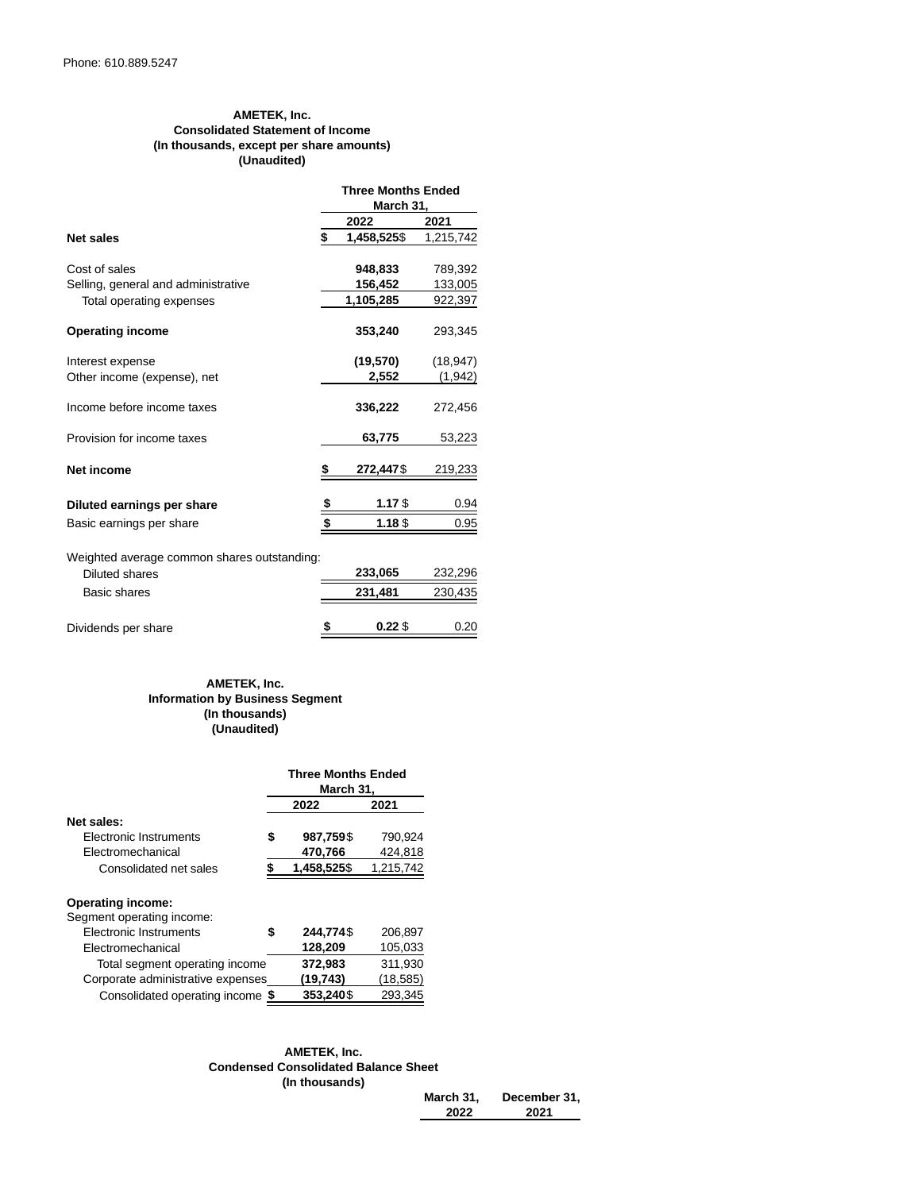Phone: 610.889.5247

**AMETEK, Inc.**
**Consolidated Statement of Income**
**(In thousands, except per share amounts)**
**(Unaudited)**

| | Three Months Ended March 31, | |
|---|---|---|
| | **2022** | **2021** |
| **Net sales** | **$ 1,458,525** | $ 1,215,742 |
| Cost of sales | **948,833** | 789,392 |
| Selling, general and administrative | **156,452** | 133,005 |
| Total operating expenses | **1,105,285** | 922,397 |
| **Operating income** | **353,240** | 293,345 |
| Interest expense | **(19,570)** | (18,947) |
| Other income (expense), net | **2,552** | (1,942) |
| Income before income taxes | **336,222** | 272,456 |
| Provision for income taxes | **63,775** | 53,223 |
| **Net income** | **$ 272,447** | $ 219,233 |
| **Diluted earnings per share** | **$ 1.17** | $ 0.94 |
| Basic earnings per share | **$ 1.18** | $ 0.95 |
| Weighted average common shares outstanding: | | |
| Diluted shares | **233,065** | 232,296 |
| Basic shares | **231,481** | 230,435 |
| Dividends per share | **$ 0.22** | $ 0.20 |

**AMETEK, Inc.**
**Information by Business Segment**
**(In thousands)**
**(Unaudited)**

| | Three Months Ended March 31, | |
|---|---|---|
| | **2022** | **2021** |
| **Net sales:** | | |
| Electronic Instruments | **$ 987,759** | $ 790,924 |
| Electromechanical | **470,766** | 424,818 |
| Consolidated net sales | **$ 1,458,525** | $ 1,215,742 |
| **Operating income:** | | |
| Segment operating income: | | |
| Electronic Instruments | **$ 244,774** | $ 206,897 |
| Electromechanical | **128,209** | 105,033 |
| Total segment operating income | **372,983** | 311,930 |
| Corporate administrative expenses | **(19,743)** | (18,585) |
| Consolidated operating income | **$ 353,240** | $ 293,345 |

**AMETEK, Inc.**
**Condensed Consolidated Balance Sheet**
**(In thousands)**

| | March 31, 2022 | December 31, 2021 |
|---|---|---|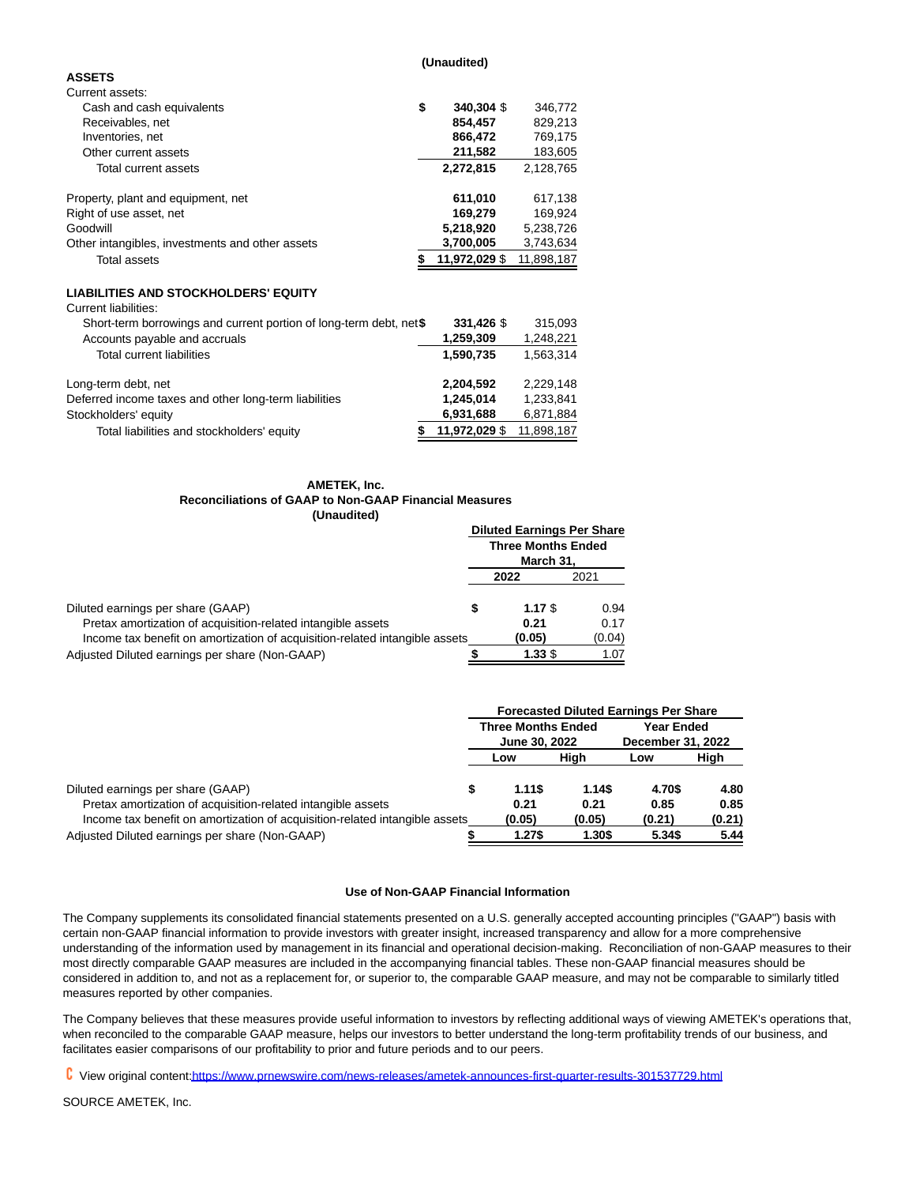| | (Unaudited) | |
|---|---|---|
| **ASSETS** | | |
| Current assets: | | |
| Cash and cash equivalents | $ **340,304** | $ 346,772 |
| Receivables, net | **854,457** | 829,213 |
| Inventories, net | **866,472** | 769,175 |
| Other current assets | **211,582** | 183,605 |
| Total current assets | **2,272,815** | 2,128,765 |
| Property, plant and equipment, net | **611,010** | 617,138 |
| Right of use asset, net | **169,279** | 169,924 |
| Goodwill | **5,218,920** | 5,238,726 |
| Other intangibles, investments and other assets | **3,700,005** | 3,743,634 |
| Total assets | $ **11,972,029** | $ 11,898,187 |
| **LIABILITIES AND STOCKHOLDERS' EQUITY** | | |
| Current liabilities: | | |
| Short-term borrowings and current portion of long-term debt, net | $ **331,426** | $ 315,093 |
| Accounts payable and accruals | **1,259,309** | 1,248,221 |
| Total current liabilities | **1,590,735** | 1,563,314 |
| Long-term debt, net | **2,204,592** | 2,229,148 |
| Deferred income taxes and other long-term liabilities | **1,245,014** | 1,233,841 |
| Stockholders' equity | **6,931,688** | 6,871,884 |
| Total liabilities and stockholders' equity | $ **11,972,029** | $ 11,898,187 |

**AMETEK, Inc.**
**Reconciliations of GAAP to Non-GAAP Financial Measures**
**(Unaudited)**

| | Diluted Earnings Per Share Three Months Ended March 31, | |
|---|---|---|
| | **2022** | 2021 |
| Diluted earnings per share (GAAP) | $ **1.17** | $ 0.94 |
| Pretax amortization of acquisition-related intangible assets | **0.21** | 0.17 |
| Income tax benefit on amortization of acquisition-related intangible assets | **(0.05)** | (0.04) |
| Adjusted Diluted earnings per share (Non-GAAP) | $ **1.33** | $ 1.07 |

| | Forecasted Diluted Earnings Per Share | | | |
|---|---|---|---|---|
| | Three Months Ended June 30, 2022 | | Year Ended December 31, 2022 | |
| | Low | High | Low | High |
| Diluted earnings per share (GAAP) | $ **1.11** | $ **1.14** | $ **4.70** | $ **4.80** |
| Pretax amortization of acquisition-related intangible assets | **0.21** | **0.21** | **0.85** | **0.85** |
| Income tax benefit on amortization of acquisition-related intangible assets | **(0.05)** | **(0.05)** | **(0.21)** | **(0.21)** |
| Adjusted Diluted earnings per share (Non-GAAP) | $ **1.27** | $ **1.30** | $ **5.34** | $ **5.44** |

**Use of Non-GAAP Financial Information**

The Company supplements its consolidated financial statements presented on a U.S. generally accepted accounting principles ("GAAP") basis with certain non-GAAP financial information to provide investors with greater insight, increased transparency and allow for a more comprehensive understanding of the information used by management in its financial and operational decision-making. Reconciliation of non-GAAP measures to their most directly comparable GAAP measures are included in the accompanying financial tables. These non-GAAP financial measures should be considered in addition to, and not as a replacement for, or superior to, the comparable GAAP measure, and may not be comparable to similarly titled measures reported by other companies.

The Company believes that these measures provide useful information to investors by reflecting additional ways of viewing AMETEK's operations that, when reconciled to the comparable GAAP measure, helps our investors to better understand the long-term profitability trends of our business, and facilitates easier comparisons of our profitability to prior and future periods and to our peers.

View original content:https://www.prnewswire.com/news-releases/ametek-announces-first-quarter-results-301537729.html

SOURCE AMETEK, Inc.